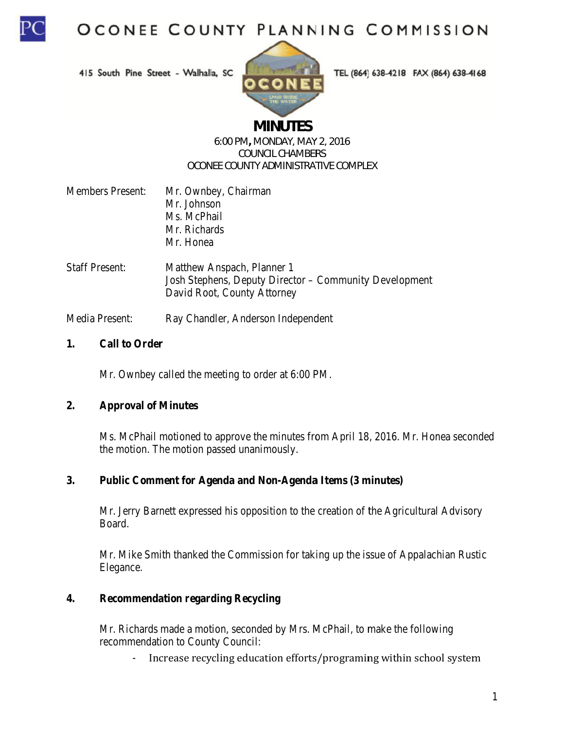# OCONEE COUNTY PLANNING COMMISSION

415 South Pine Street - Walhalla, SC

TEL (864) 638-4218 FAX (864) 638-4168

## MINUTES

6:00 PM, MONDAY, MAY 2, 2016
COUNCIL CHAMBERS
OCONEE COUNTY ADMINISTRATIVE COMPLEX

Members Present: Mr. Ownbey, Chairman
Mr. Johnson
Ms. McPhail
Mr. Richards
Mr. Honea

Staff Present: Matthew Anspach, Planner 1
Josh Stephens, Deputy Director – Community Development
David Root, County Attorney

Media Present: Ray Chandler, Anderson Independent

**1. Call to Order**

Mr. Ownbey called the meeting to order at 6:00 PM.

**2. Approval of Minutes**

Ms. McPhail motioned to approve the minutes from April 18, 2016. Mr. Honea seconded the motion. The motion passed unanimously.

**3. Public Comment for Agenda and Non-Agenda Items (3 minutes)**

Mr. Jerry Barnett expressed his opposition to the creation of the Agricultural Advisory Board.

Mr. Mike Smith thanked the Commission for taking up the issue of Appalachian Rustic Elegance.

**4. Recommendation regarding Recycling**

Mr. Richards made a motion, seconded by Mrs. McPhail, to make the following recommendation to County Council:

- Increase recycling education efforts/programing within school system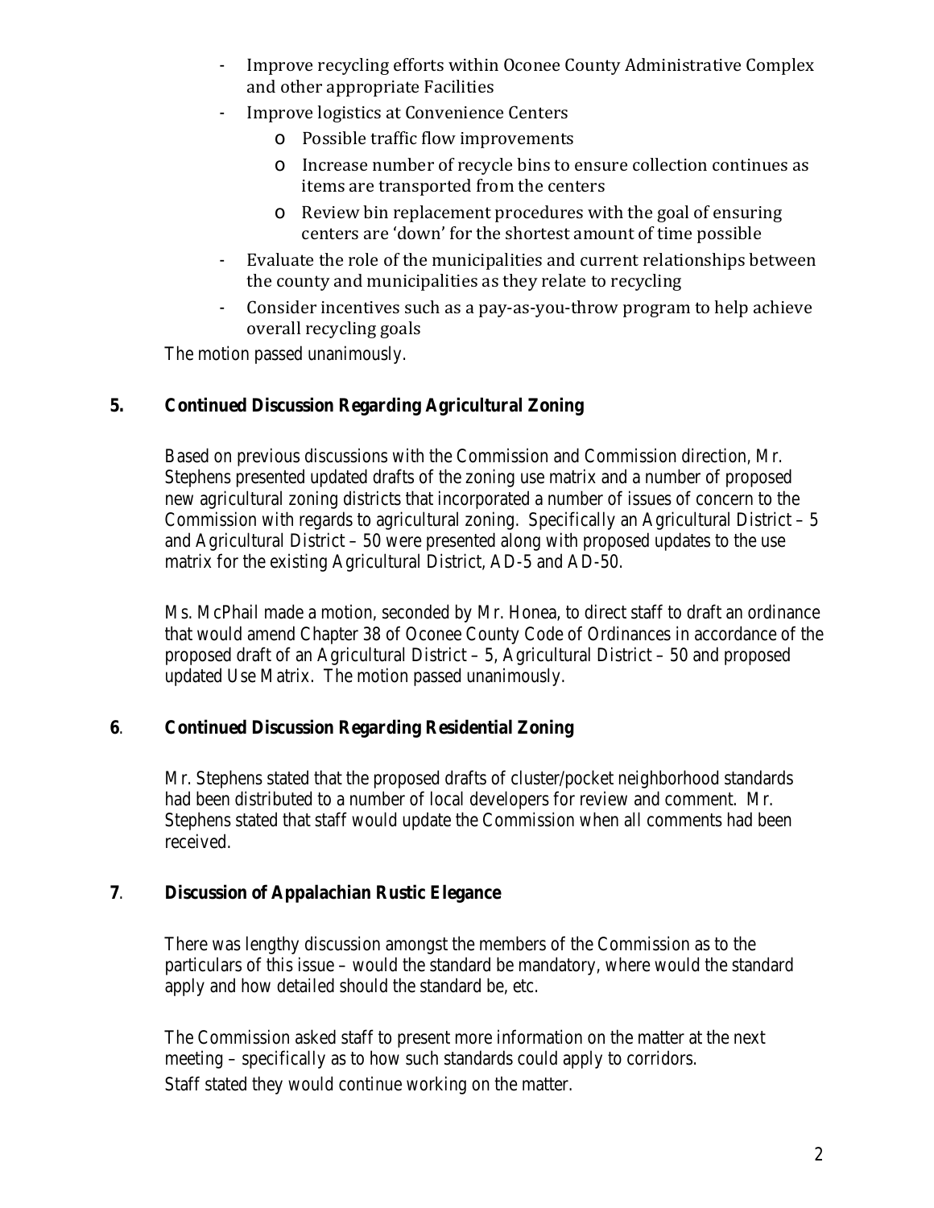- Improve recycling efforts within Oconee County Administrative Complex and other appropriate Facilities
- Improve logistics at Convenience Centers
    - Possible traffic flow improvements
    - Increase number of recycle bins to ensure collection continues as items are transported from the centers
    - Review bin replacement procedures with the goal of ensuring centers are 'down' for the shortest amount of time possible
- Evaluate the role of the municipalities and current relationships between the county and municipalities as they relate to recycling
- Consider incentives such as a pay-as-you-throw program to help achieve overall recycling goals

The motion passed unanimously.

**5. Continued Discussion Regarding Agricultural Zoning**

Based on previous discussions with the Commission and Commission direction, Mr. Stephens presented updated drafts of the zoning use matrix and a number of proposed new agricultural zoning districts that incorporated a number of issues of concern to the Commission with regards to agricultural zoning. Specifically an Agricultural District – 5 and Agricultural District – 50 were presented along with proposed updates to the use matrix for the existing Agricultural District, AD-5 and AD-50.

Ms. McPhail made a motion, seconded by Mr. Honea, to direct staff to draft an ordinance that would amend Chapter 38 of Oconee County Code of Ordinances in accordance of the proposed draft of an Agricultural District – 5, Agricultural District – 50 and proposed updated Use Matrix. The motion passed unanimously.

**6. Continued Discussion Regarding Residential Zoning**

Mr. Stephens stated that the proposed drafts of cluster/pocket neighborhood standards had been distributed to a number of local developers for review and comment. Mr. Stephens stated that staff would update the Commission when all comments had been received.

**7. Discussion of Appalachian Rustic Elegance**

There was lengthy discussion amongst the members of the Commission as to the particulars of this issue – would the standard be mandatory, where would the standard apply and how detailed should the standard be, etc.

The Commission asked staff to present more information on the matter at the next meeting – specifically as to how such standards could apply to corridors.
Staff stated they would continue working on the matter.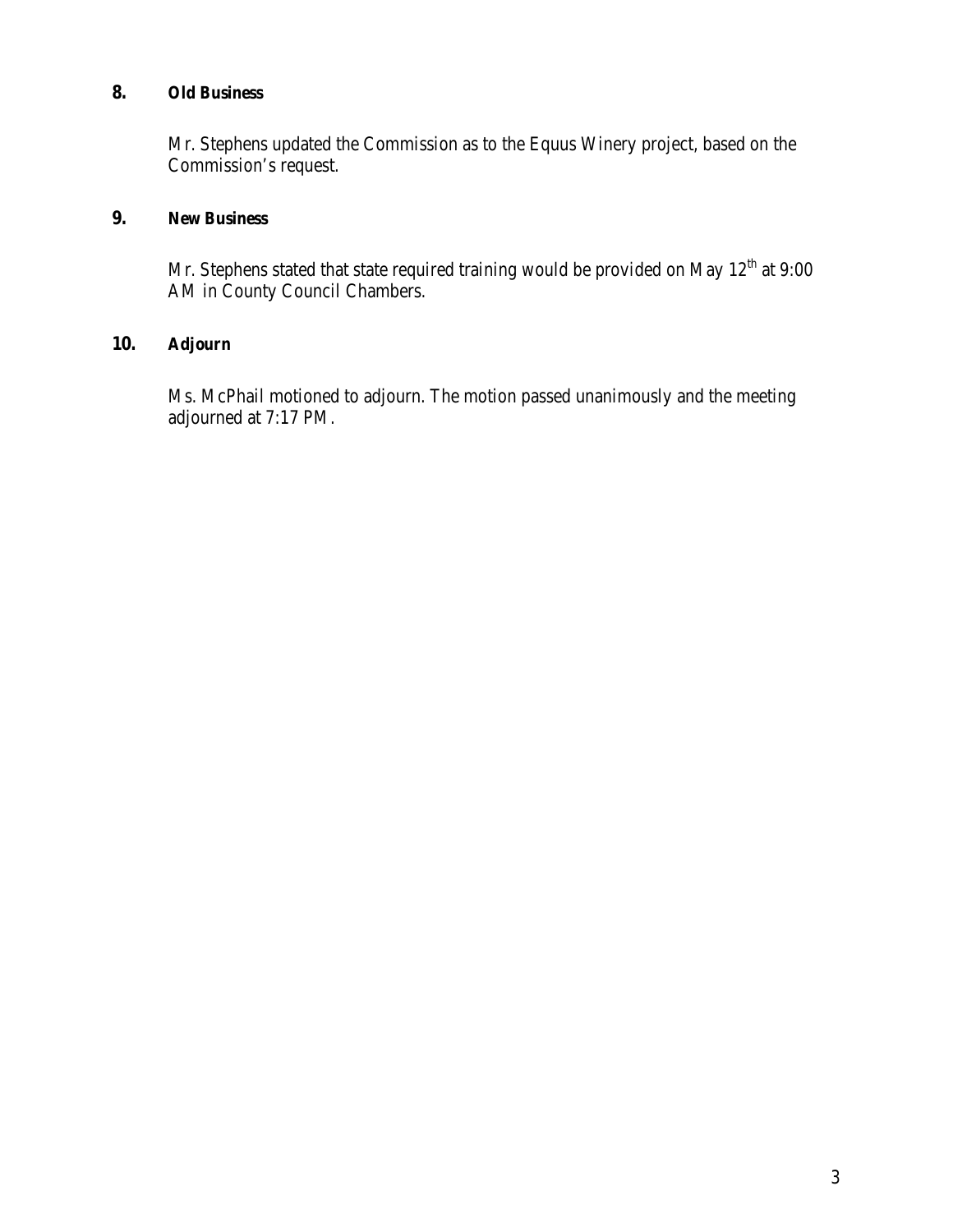**8. Old Business**

Mr. Stephens updated the Commission as to the Equus Winery project, based on the Commission's request.

**9. New Business**

Mr. Stephens stated that state required training would be provided on May 12th at 9:00 AM in County Council Chambers.

**10. Adjourn**

Ms. McPhail motioned to adjourn. The motion passed unanimously and the meeting adjourned at 7:17 PM.